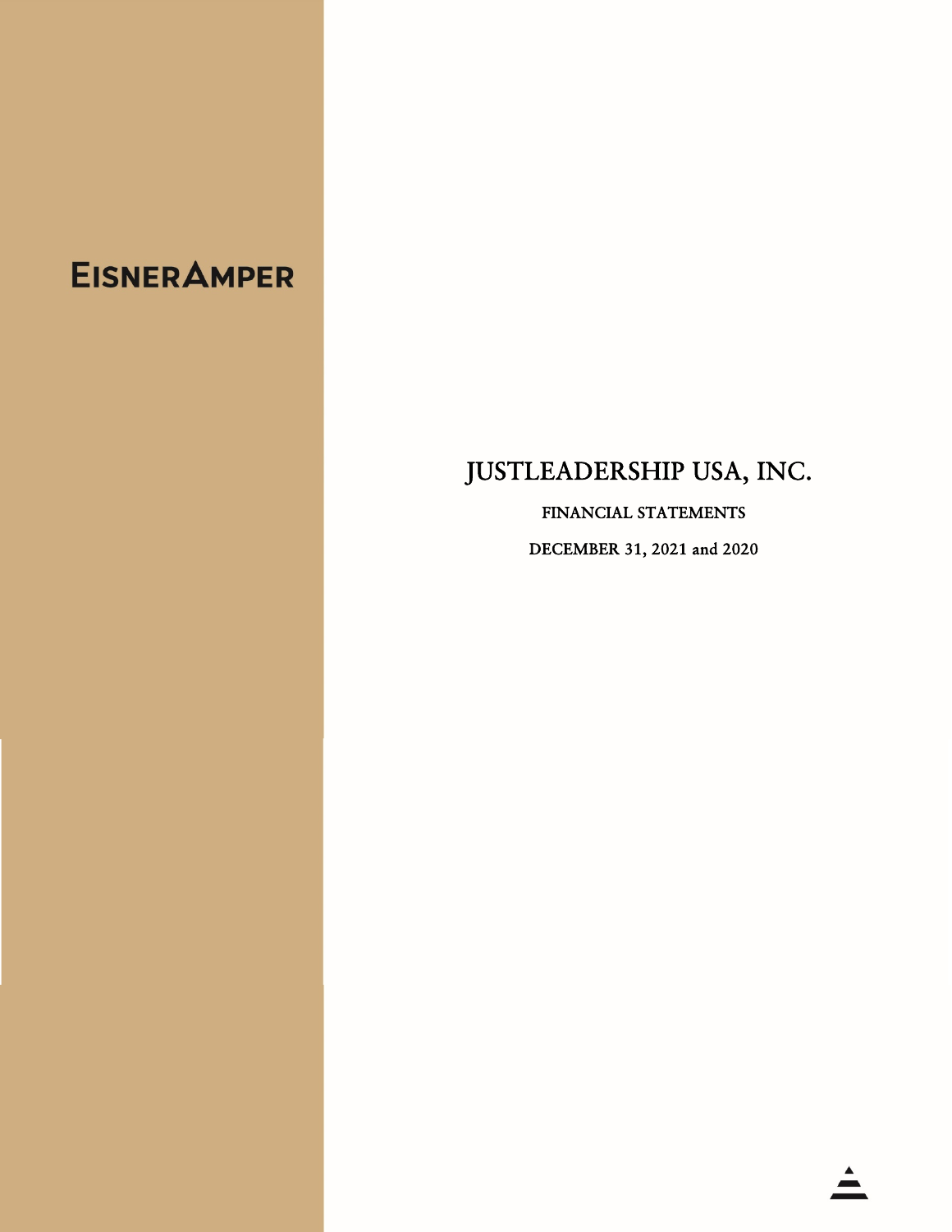EISNERAMPER

# JUSTLEADERSHIP USA, INC.

FINANCIAL STATEMENTS

DECEMBER 31, 2021 and 2020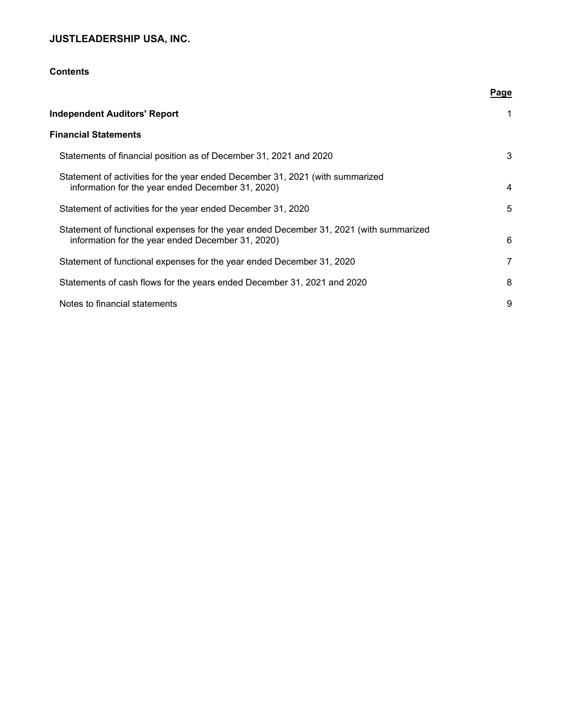# JUSTLEADERSHIP USA, INC.

## Contents

| | Page |
|---|---|
| **Independent Auditors' Report** | 1 |
| **Financial Statements** | |
| Statements of financial position as of December 31, 2021 and 2020 | 3 |
| Statement of activities for the year ended December 31, 2021 (with summarized information for the year ended December 31, 2020) | 4 |
| Statement of activities for the year ended December 31, 2020 | 5 |
| Statement of functional expenses for the year ended December 31, 2021 (with summarized information for the year ended December 31, 2020) | 6 |
| Statement of functional expenses for the year ended December 31, 2020 | 7 |
| Statements of cash flows for the years ended December 31, 2021 and 2020 | 8 |
| Notes to financial statements | 9 |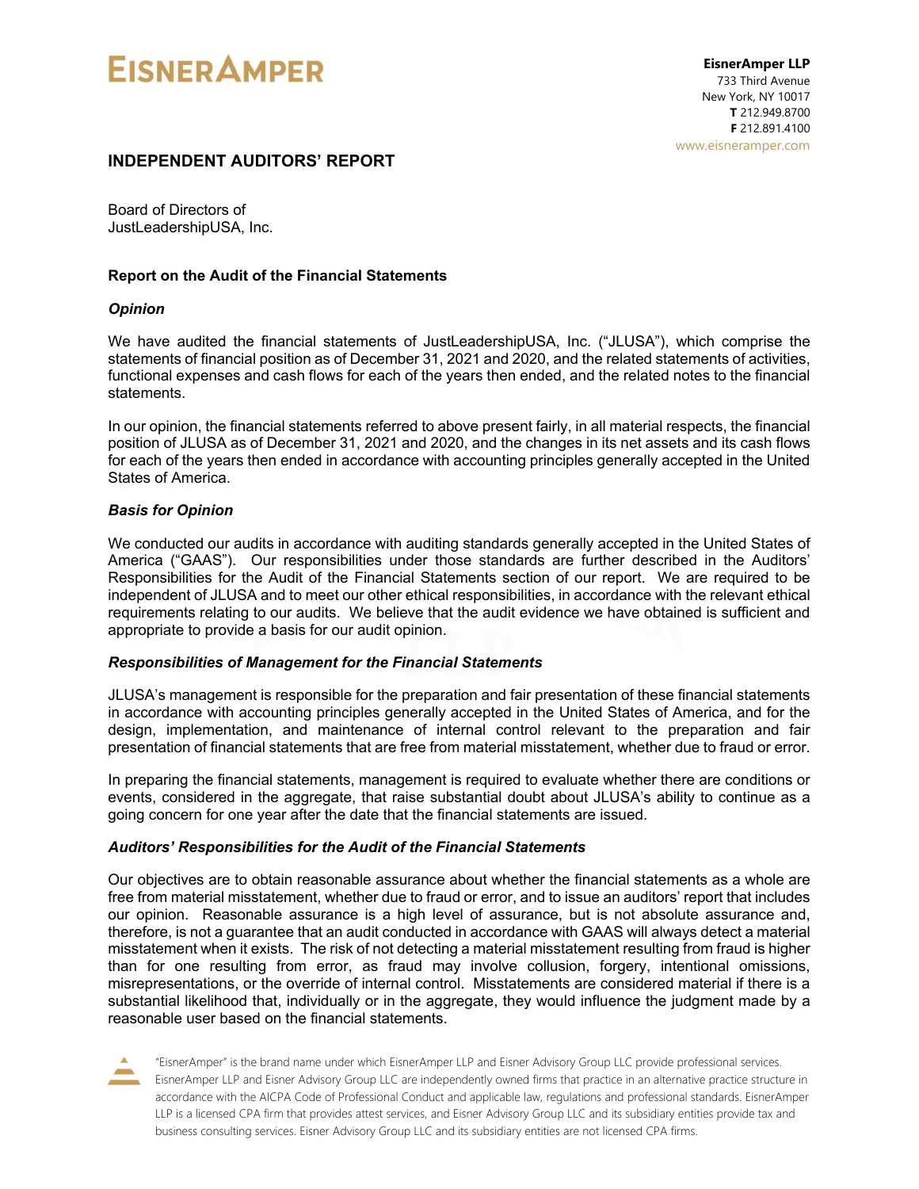# INDEPENDENT AUDITORS' REPORT

Board of Directors of
JustLeadershipUSA, Inc.

## Report on the Audit of the Financial Statements

### *Opinion*

We have audited the financial statements of JustLeadershipUSA, Inc. ("JLUSA"), which comprise the statements of financial position as of December 31, 2021 and 2020, and the related statements of activities, functional expenses and cash flows for each of the years then ended, and the related notes to the financial statements.

In our opinion, the financial statements referred to above present fairly, in all material respects, the financial position of JLUSA as of December 31, 2021 and 2020, and the changes in its net assets and its cash flows for each of the years then ended in accordance with accounting principles generally accepted in the United States of America.

### *Basis for Opinion*

We conducted our audits in accordance with auditing standards generally accepted in the United States of America ("GAAS"). Our responsibilities under those standards are further described in the Auditors' Responsibilities for the Audit of the Financial Statements section of our report. We are required to be independent of JLUSA and to meet our other ethical responsibilities, in accordance with the relevant ethical requirements relating to our audits. We believe that the audit evidence we have obtained is sufficient and appropriate to provide a basis for our audit opinion.

### *Responsibilities of Management for the Financial Statements*

JLUSA's management is responsible for the preparation and fair presentation of these financial statements in accordance with accounting principles generally accepted in the United States of America, and for the design, implementation, and maintenance of internal control relevant to the preparation and fair presentation of financial statements that are free from material misstatement, whether due to fraud or error.

In preparing the financial statements, management is required to evaluate whether there are conditions or events, considered in the aggregate, that raise substantial doubt about JLUSA's ability to continue as a going concern for one year after the date that the financial statements are issued.

### *Auditors' Responsibilities for the Audit of the Financial Statements*

Our objectives are to obtain reasonable assurance about whether the financial statements as a whole are free from material misstatement, whether due to fraud or error, and to issue an auditors' report that includes our opinion. Reasonable assurance is a high level of assurance, but is not absolute assurance and, therefore, is not a guarantee that an audit conducted in accordance with GAAS will always detect a material misstatement when it exists. The risk of not detecting a material misstatement resulting from fraud is higher than for one resulting from error, as fraud may involve collusion, forgery, intentional omissions, misrepresentations, or the override of internal control. Misstatements are considered material if there is a substantial likelihood that, individually or in the aggregate, they would influence the judgment made by a reasonable user based on the financial statements.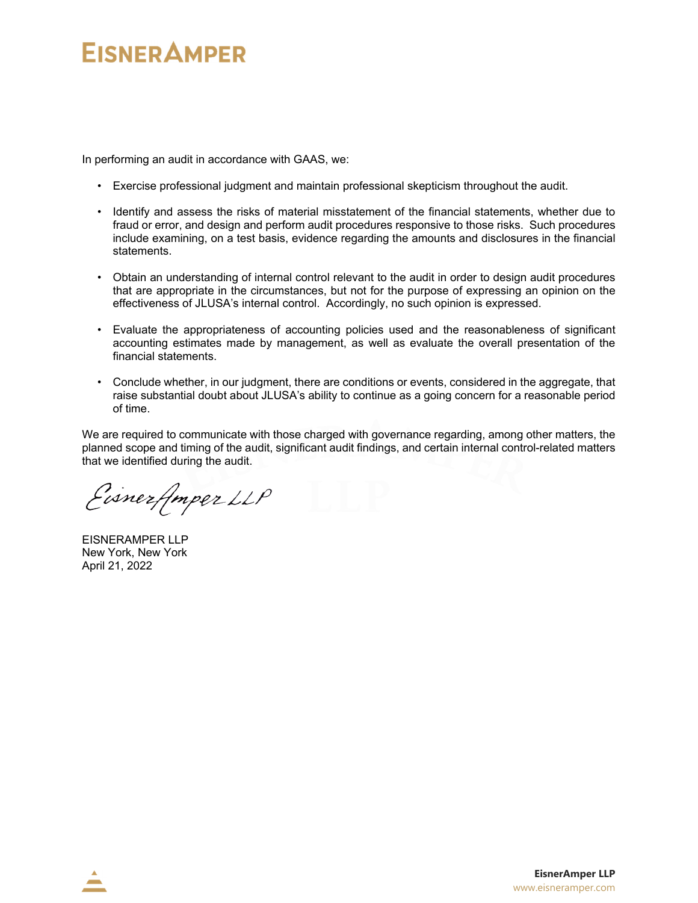In performing an audit in accordance with GAAS, we:

- Exercise professional judgment and maintain professional skepticism throughout the audit.
- Identify and assess the risks of material misstatement of the financial statements, whether due to fraud or error, and design and perform audit procedures responsive to those risks. Such procedures include examining, on a test basis, evidence regarding the amounts and disclosures in the financial statements.
- Obtain an understanding of internal control relevant to the audit in order to design audit procedures that are appropriate in the circumstances, but not for the purpose of expressing an opinion on the effectiveness of JLUSA's internal control. Accordingly, no such opinion is expressed.
- Evaluate the appropriateness of accounting policies used and the reasonableness of significant accounting estimates made by management, as well as evaluate the overall presentation of the financial statements.
- Conclude whether, in our judgment, there are conditions or events, considered in the aggregate, that raise substantial doubt about JLUSA's ability to continue as a going concern for a reasonable period of time.

We are required to communicate with those charged with governance regarding, among other matters, the planned scope and timing of the audit, significant audit findings, and certain internal control-related matters that we identified during the audit.

*EisnerAmper LLP*

EISNERAMPER LLP
New York, New York
April 21, 2022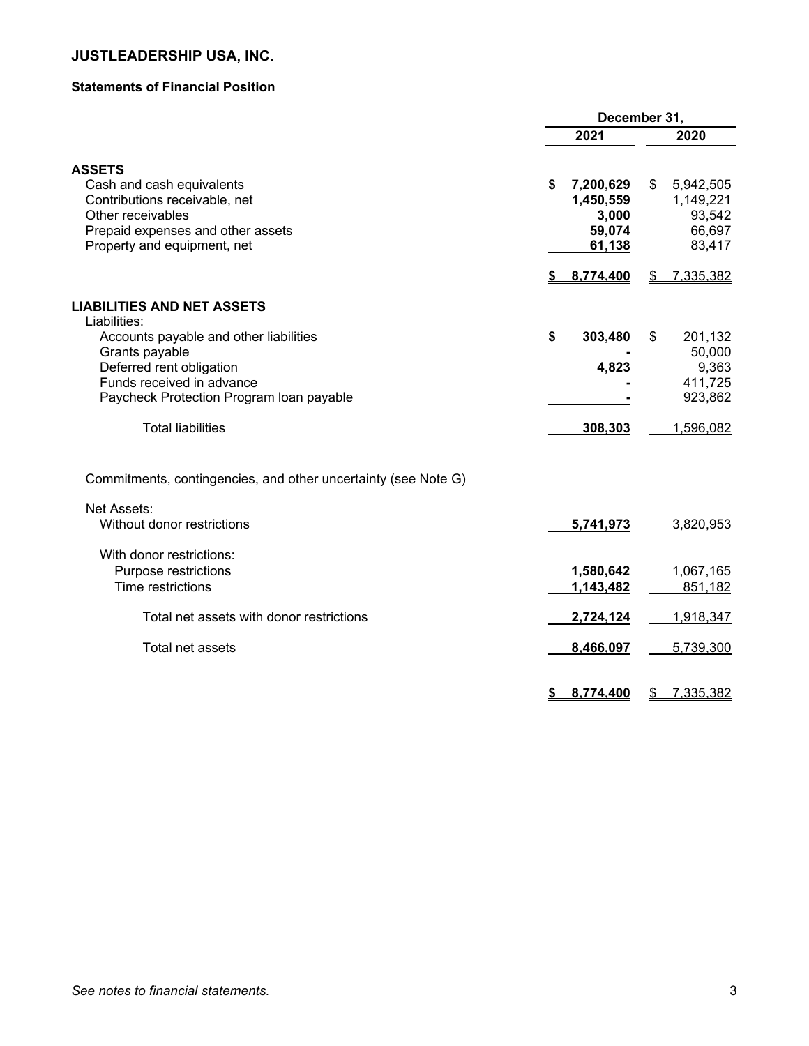# JUSTLEADERSHIP USA, INC.

## Statements of Financial Position

| | December 31, 2021 | December 31, 2020 |
|---|---|---|
| **ASSETS** | | |
| Cash and cash equivalents | **$ 7,200,629** | $ 5,942,505 |
| Contributions receivable, net | **1,450,559** | 1,149,221 |
| Other receivables | **3,000** | 93,542 |
| Prepaid expenses and other assets | **59,074** | 66,697 |
| Property and equipment, net | **61,138** | 83,417 |
| | **$ 8,774,400** | $ 7,335,382 |
| **LIABILITIES AND NET ASSETS** | | |
| Liabilities: | | |
| Accounts payable and other liabilities | **$ 303,480** | $ 201,132 |
| Grants payable | **-** | 50,000 |
| Deferred rent obligation | **4,823** | 9,363 |
| Funds received in advance | **-** | 411,725 |
| Paycheck Protection Program loan payable | **-** | 923,862 |
| Total liabilities | **308,303** | 1,596,082 |
| Commitments, contingencies, and other uncertainty (see Note G) | | |
| Net Assets: | | |
| Without donor restrictions | **5,741,973** | 3,820,953 |
| With donor restrictions: | | |
| Purpose restrictions | **1,580,642** | 1,067,165 |
| Time restrictions | **1,143,482** | 851,182 |
| Total net assets with donor restrictions | **2,724,124** | 1,918,347 |
| Total net assets | **8,466,097** | 5,739,300 |
| | **$ 8,774,400** | $ 7,335,382 |

*See notes to financial statements.*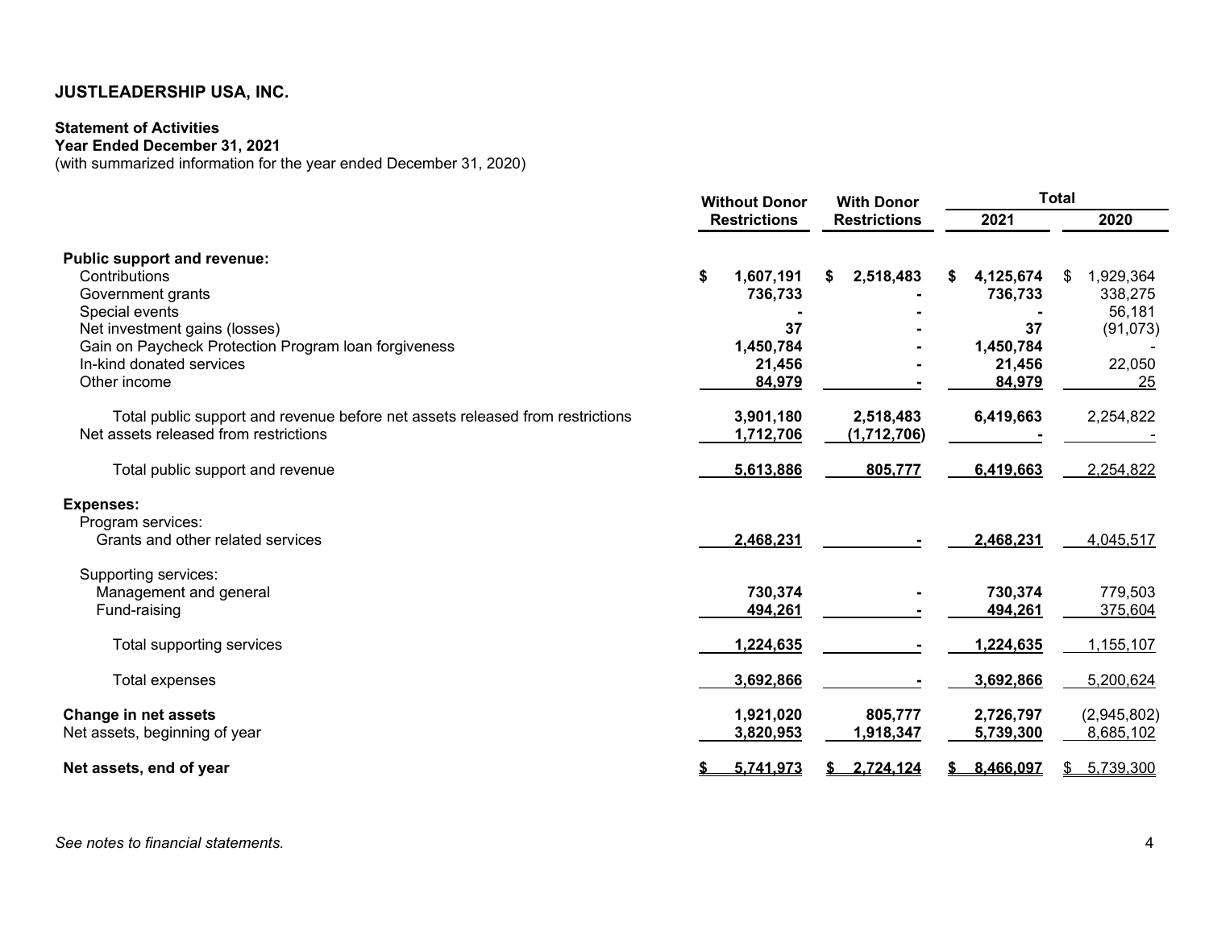**JUSTLEADERSHIP USA, INC.**

**Statement of Activities**
**Year Ended December 31, 2021**
(with summarized information for the year ended December 31, 2020)

| | Without Donor Restrictions | With Donor Restrictions | Total 2021 | Total 2020 |
|---|---|---|---|---|
| **Public support and revenue:** | | | | |
| Contributions | $ 1,607,191 | $ 2,518,483 | $ 4,125,674 | $ 1,929,364 |
| Government grants | 736,733 | - | 736,733 | 338,275 |
| Special events | - | - | - | 56,181 |
| Net investment gains (losses) | 37 | - | 37 | (91,073) |
| Gain on Paycheck Protection Program loan forgiveness | 1,450,784 | - | 1,450,784 | - |
| In-kind donated services | 21,456 | - | 21,456 | 22,050 |
| Other income | 84,979 | - | 84,979 | 25 |
| Total public support and revenue before net assets released from restrictions | 3,901,180 | 2,518,483 | 6,419,663 | 2,254,822 |
| Net assets released from restrictions | 1,712,706 | (1,712,706) | - | - |
| Total public support and revenue | 5,613,886 | 805,777 | 6,419,663 | 2,254,822 |
| **Expenses:** | | | | |
| Program services: | | | | |
| Grants and other related services | 2,468,231 | - | 2,468,231 | 4,045,517 |
| Supporting services: | | | | |
| Management and general | 730,374 | - | 730,374 | 779,503 |
| Fund-raising | 494,261 | - | 494,261 | 375,604 |
| Total supporting services | 1,224,635 | - | 1,224,635 | 1,155,107 |
| Total expenses | 3,692,866 | - | 3,692,866 | 5,200,624 |
| **Change in net assets** | 1,921,020 | 805,777 | 2,726,797 | (2,945,802) |
| Net assets, beginning of year | 3,820,953 | 1,918,347 | 5,739,300 | 8,685,102 |
| **Net assets, end of year** | $ 5,741,973 | $ 2,724,124 | $ 8,466,097 | $ 5,739,300 |

*See notes to financial statements.*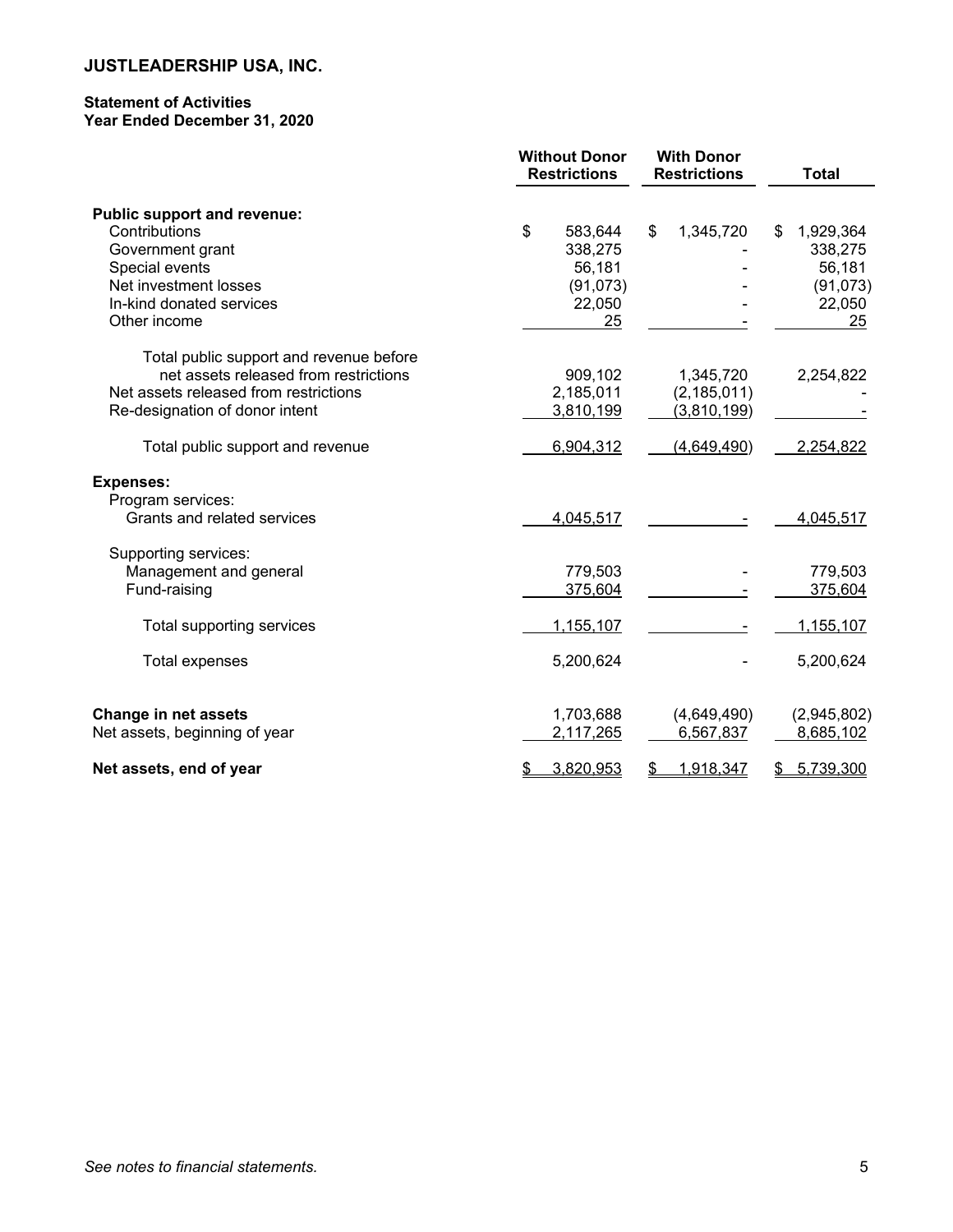# JUSTLEADERSHIP USA, INC.

## Statement of Activities
### Year Ended December 31, 2020

| | Without Donor Restrictions | With Donor Restrictions | Total |
|---|---|---|---|
| **Public support and revenue:** | | | |
| Contributions | $ 583,644 | $ 1,345,720 | $ 1,929,364 |
| Government grant | 338,275 | - | 338,275 |
| Special events | 56,181 | - | 56,181 |
| Net investment losses | (91,073) | - | (91,073) |
| In-kind donated services | 22,050 | - | 22,050 |
| Other income | 25 | - | 25 |
| Total public support and revenue before net assets released from restrictions | 909,102 | 1,345,720 | 2,254,822 |
| Net assets released from restrictions | 2,185,011 | (2,185,011) | - |
| Re-designation of donor intent | 3,810,199 | (3,810,199) | - |
| Total public support and revenue | 6,904,312 | (4,649,490) | 2,254,822 |
| **Expenses:** | | | |
| Program services: | | | |
| Grants and related services | 4,045,517 | - | 4,045,517 |
| Supporting services: | | | |
| Management and general | 779,503 | - | 779,503 |
| Fund-raising | 375,604 | - | 375,604 |
| Total supporting services | 1,155,107 | - | 1,155,107 |
| Total expenses | 5,200,624 | - | 5,200,624 |
| **Change in net assets** | 1,703,688 | (4,649,490) | (2,945,802) |
| Net assets, beginning of year | 2,117,265 | 6,567,837 | 8,685,102 |
| **Net assets, end of year** | $ 3,820,953 | $ 1,918,347 | $ 5,739,300 |

*See notes to financial statements.*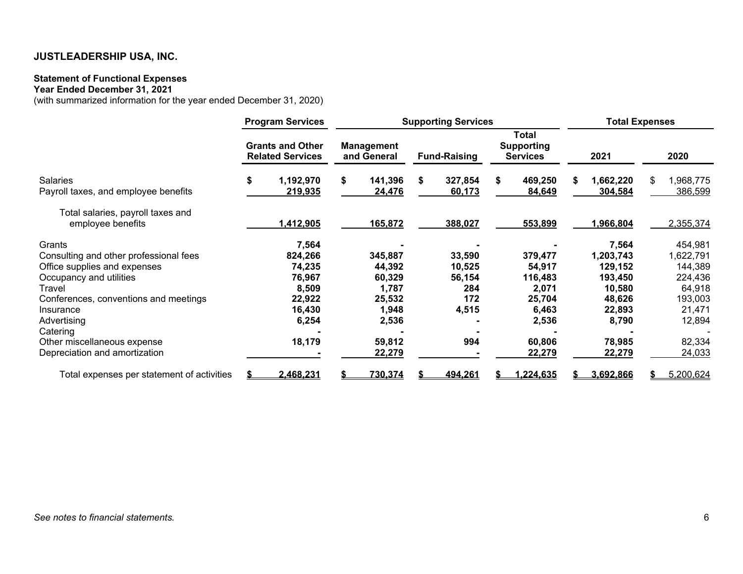## JUSTLEADERSHIP USA, INC.

**Statement of Functional Expenses**
**Year Ended December 31, 2021**
(with summarized information for the year ended December 31, 2020)

| | Program Services | Supporting Services | | | Total Expenses | |
|---|---|---|---|---|---|---|
| | Grants and Other Related Services | Management and General | Fund-Raising | Total Supporting Services | 2021 | 2020 |
| Salaries | $ 1,192,970 | $ 141,396 | $ 327,854 | $ 469,250 | $ 1,662,220 | $ 1,968,775 |
| Payroll taxes, and employee benefits | 219,935 | 24,476 | 60,173 | 84,649 | 304,584 | 386,599 |
| Total salaries, payroll taxes and employee benefits | 1,412,905 | 165,872 | 388,027 | 553,899 | 1,966,804 | 2,355,374 |
| Grants | 7,564 | - | - | - | 7,564 | 454,981 |
| Consulting and other professional fees | 824,266 | 345,887 | 33,590 | 379,477 | 1,203,743 | 1,622,791 |
| Office supplies and expenses | 74,235 | 44,392 | 10,525 | 54,917 | 129,152 | 144,389 |
| Occupancy and utilities | 76,967 | 60,329 | 56,154 | 116,483 | 193,450 | 224,436 |
| Travel | 8,509 | 1,787 | 284 | 2,071 | 10,580 | 64,918 |
| Conferences, conventions and meetings | 22,922 | 25,532 | 172 | 25,704 | 48,626 | 193,003 |
| Insurance | 16,430 | 1,948 | 4,515 | 6,463 | 22,893 | 21,471 |
| Advertising | 6,254 | 2,536 | - | 2,536 | 8,790 | 12,894 |
| Catering | - | - | - | - | - | - |
| Other miscellaneous expense | 18,179 | 59,812 | 994 | 60,806 | 78,985 | 82,334 |
| Depreciation and amortization | - | 22,279 | - | 22,279 | 22,279 | 24,033 |
| Total expenses per statement of activities | $ 2,468,231 | $ 730,374 | $ 494,261 | $ 1,224,635 | $ 3,692,866 | $ 5,200,624 |

*See notes to financial statements.*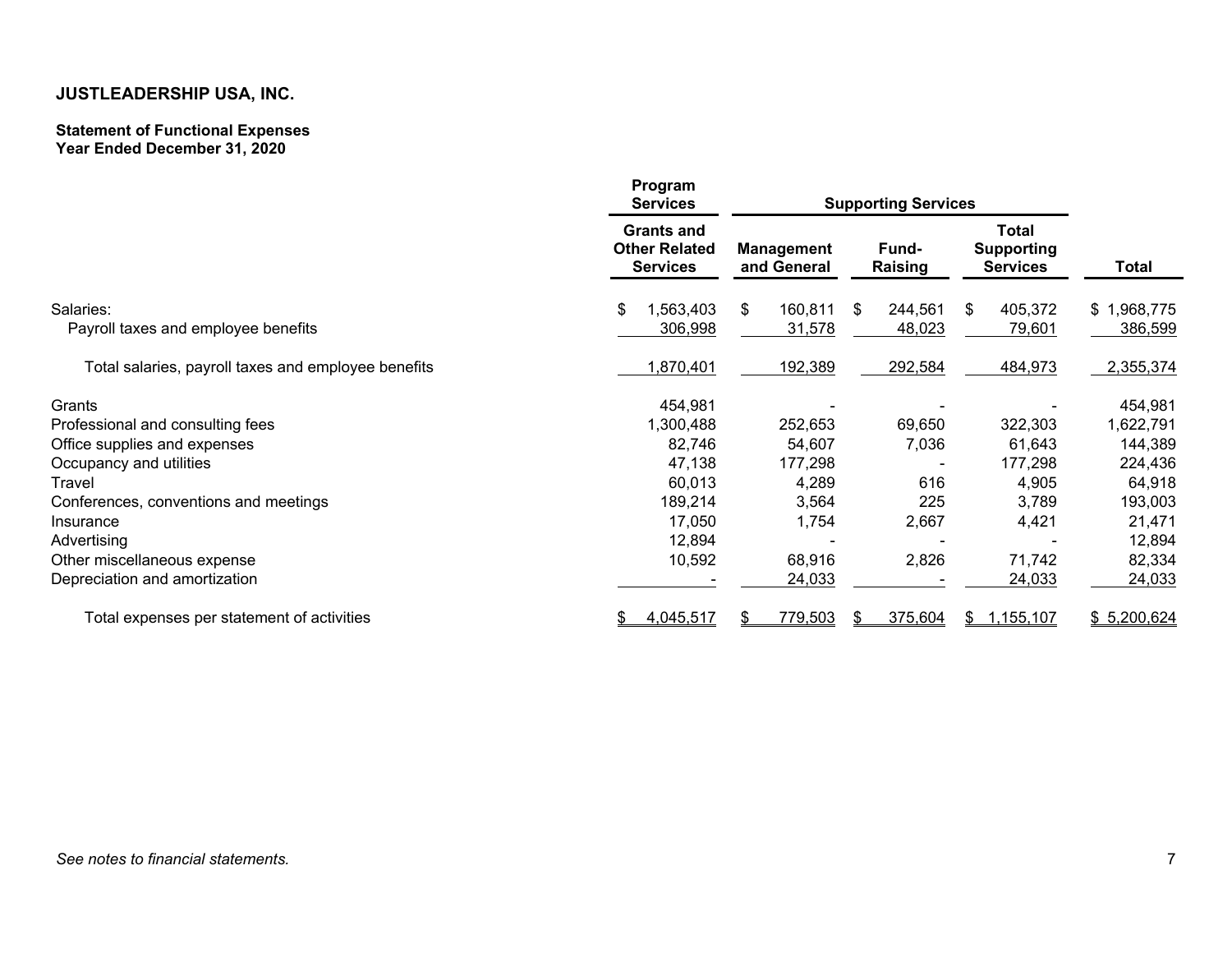**JUSTLEADERSHIP USA, INC.**

**Statement of Functional Expenses**
**Year Ended December 31, 2020**

| | Program Services | Supporting Services | | | |
|---|---|---|---|---|---|
| | Grants and Other Related Services | Management and General | Fund-Raising | Total Supporting Services | Total |
| Salaries: | $ 1,563,403 | $ 160,811 | $ 244,561 | $ 405,372 | $ 1,968,775 |
| Payroll taxes and employee benefits | 306,998 | 31,578 | 48,023 | 79,601 | 386,599 |
| Total salaries, payroll taxes and employee benefits | 1,870,401 | 192,389 | 292,584 | 484,973 | 2,355,374 |
| Grants | 454,981 | - | - | - | 454,981 |
| Professional and consulting fees | 1,300,488 | 252,653 | 69,650 | 322,303 | 1,622,791 |
| Office supplies and expenses | 82,746 | 54,607 | 7,036 | 61,643 | 144,389 |
| Occupancy and utilities | 47,138 | 177,298 | - | 177,298 | 224,436 |
| Travel | 60,013 | 4,289 | 616 | 4,905 | 64,918 |
| Conferences, conventions and meetings | 189,214 | 3,564 | 225 | 3,789 | 193,003 |
| Insurance | 17,050 | 1,754 | 2,667 | 4,421 | 21,471 |
| Advertising | 12,894 | - | - | - | 12,894 |
| Other miscellaneous expense | 10,592 | 68,916 | 2,826 | 71,742 | 82,334 |
| Depreciation and amortization | - | 24,033 | - | 24,033 | 24,033 |
| Total expenses per statement of activities | $ 4,045,517 | $ 779,503 | $ 375,604 | $ 1,155,107 | $ 5,200,624 |

*See notes to financial statements.*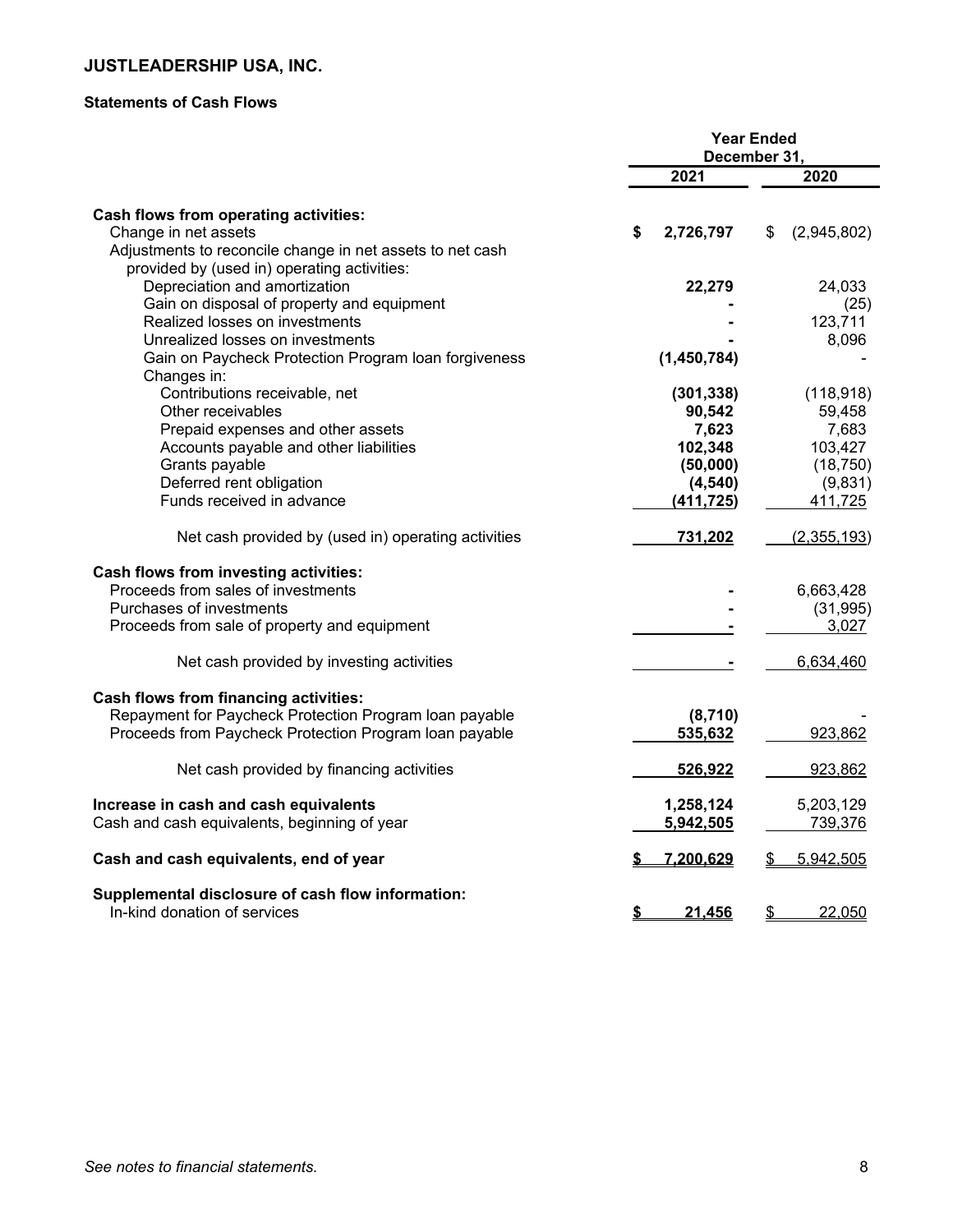## JUSTLEADERSHIP USA, INC.

### Statements of Cash Flows

| | Year Ended December 31, | |
|---|---|---|
| | **2021** | **2020** |
| **Cash flows from operating activities:** | | |
| Change in net assets | **$ 2,726,797** | $ (2,945,802) |
| Adjustments to reconcile change in net assets to net cash provided by (used in) operating activities: | | |
| Depreciation and amortization | **22,279** | 24,033 |
| Gain on disposal of property and equipment | **-** | (25) |
| Realized losses on investments | **-** | 123,711 |
| Unrealized losses on investments | **-** | 8,096 |
| Gain on Paycheck Protection Program loan forgiveness | **(1,450,784)** | - |
| Changes in: | | |
| Contributions receivable, net | **(301,338)** | (118,918) |
| Other receivables | **90,542** | 59,458 |
| Prepaid expenses and other assets | **7,623** | 7,683 |
| Accounts payable and other liabilities | **102,348** | 103,427 |
| Grants payable | **(50,000)** | (18,750) |
| Deferred rent obligation | **(4,540)** | (9,831) |
| Funds received in advance | **(411,725)** | 411,725 |
| Net cash provided by (used in) operating activities | **731,202** | (2,355,193) |
| **Cash flows from investing activities:** | | |
| Proceeds from sales of investments | **-** | 6,663,428 |
| Purchases of investments | **-** | (31,995) |
| Proceeds from sale of property and equipment | **-** | 3,027 |
| Net cash provided by investing activities | **-** | 6,634,460 |
| **Cash flows from financing activities:** | | |
| Repayment for Paycheck Protection Program loan payable | **(8,710)** | - |
| Proceeds from Paycheck Protection Program loan payable | **535,632** | 923,862 |
| Net cash provided by financing activities | **526,922** | 923,862 |
| **Increase in cash and cash equivalents** | **1,258,124** | 5,203,129 |
| Cash and cash equivalents, beginning of year | **5,942,505** | 739,376 |
| **Cash and cash equivalents, end of year** | **$ 7,200,629** | $ 5,942,505 |
| **Supplemental disclosure of cash flow information:** | | |
| In-kind donation of services | **$ 21,456** | $ 22,050 |

*See notes to financial statements.*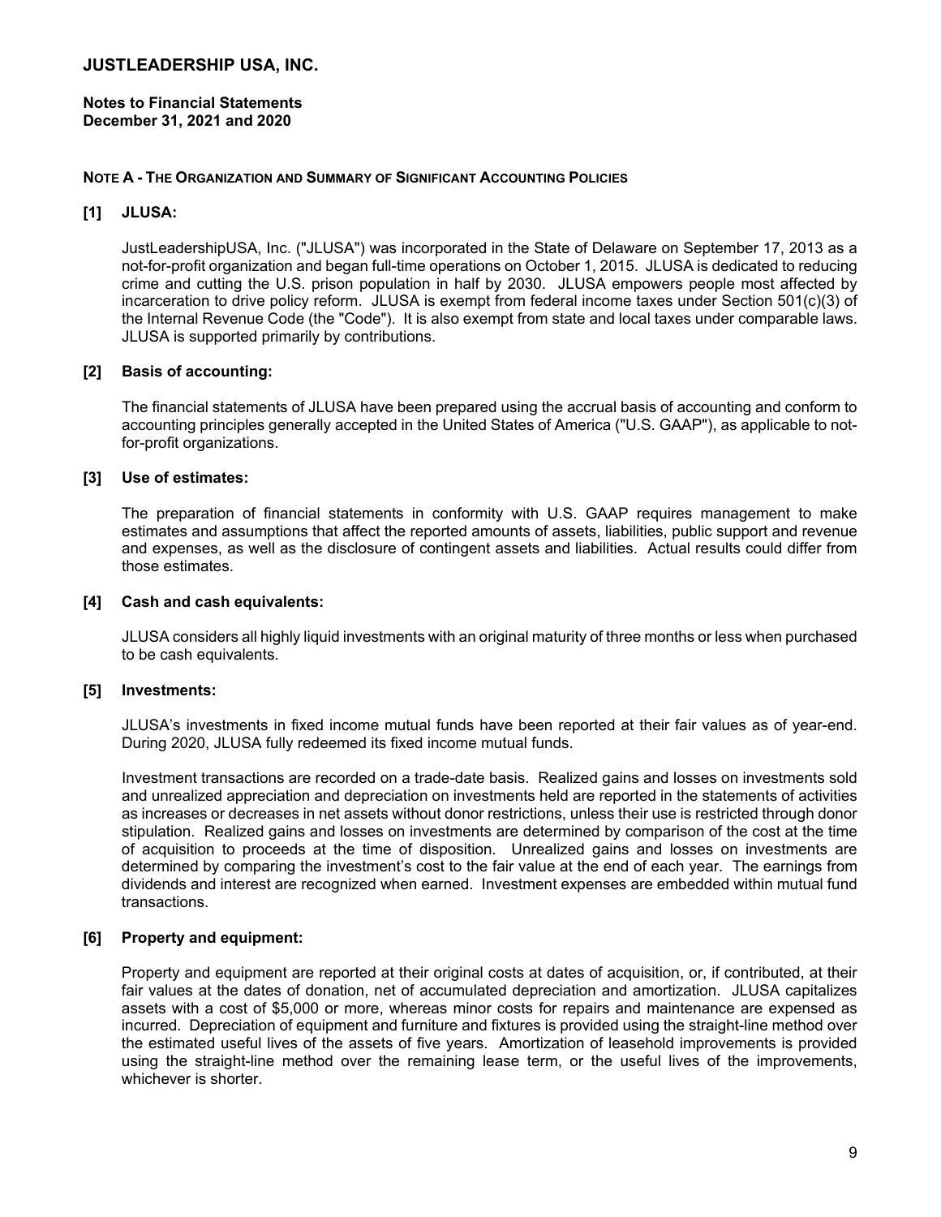# JUSTLEADERSHIP USA, INC.

**Notes to Financial Statements**
**December 31, 2021 and 2020**

## NOTE A - THE ORGANIZATION AND SUMMARY OF SIGNIFICANT ACCOUNTING POLICIES

### [1] JLUSA:

JustLeadershipUSA, Inc. ("JLUSA") was incorporated in the State of Delaware on September 17, 2013 as a not-for-profit organization and began full-time operations on October 1, 2015. JLUSA is dedicated to reducing crime and cutting the U.S. prison population in half by 2030. JLUSA empowers people most affected by incarceration to drive policy reform. JLUSA is exempt from federal income taxes under Section 501(c)(3) of the Internal Revenue Code (the "Code"). It is also exempt from state and local taxes under comparable laws. JLUSA is supported primarily by contributions.

### [2] Basis of accounting:

The financial statements of JLUSA have been prepared using the accrual basis of accounting and conform to accounting principles generally accepted in the United States of America ("U.S. GAAP"), as applicable to not-for-profit organizations.

### [3] Use of estimates:

The preparation of financial statements in conformity with U.S. GAAP requires management to make estimates and assumptions that affect the reported amounts of assets, liabilities, public support and revenue and expenses, as well as the disclosure of contingent assets and liabilities. Actual results could differ from those estimates.

### [4] Cash and cash equivalents:

JLUSA considers all highly liquid investments with an original maturity of three months or less when purchased to be cash equivalents.

### [5] Investments:

JLUSA's investments in fixed income mutual funds have been reported at their fair values as of year-end. During 2020, JLUSA fully redeemed its fixed income mutual funds.

Investment transactions are recorded on a trade-date basis. Realized gains and losses on investments sold and unrealized appreciation and depreciation on investments held are reported in the statements of activities as increases or decreases in net assets without donor restrictions, unless their use is restricted through donor stipulation. Realized gains and losses on investments are determined by comparison of the cost at the time of acquisition to proceeds at the time of disposition. Unrealized gains and losses on investments are determined by comparing the investment's cost to the fair value at the end of each year. The earnings from dividends and interest are recognized when earned. Investment expenses are embedded within mutual fund transactions.

### [6] Property and equipment:

Property and equipment are reported at their original costs at dates of acquisition, or, if contributed, at their fair values at the dates of donation, net of accumulated depreciation and amortization. JLUSA capitalizes assets with a cost of $5,000 or more, whereas minor costs for repairs and maintenance are expensed as incurred. Depreciation of equipment and furniture and fixtures is provided using the straight-line method over the estimated useful lives of the assets of five years. Amortization of leasehold improvements is provided using the straight-line method over the remaining lease term, or the useful lives of the improvements, whichever is shorter.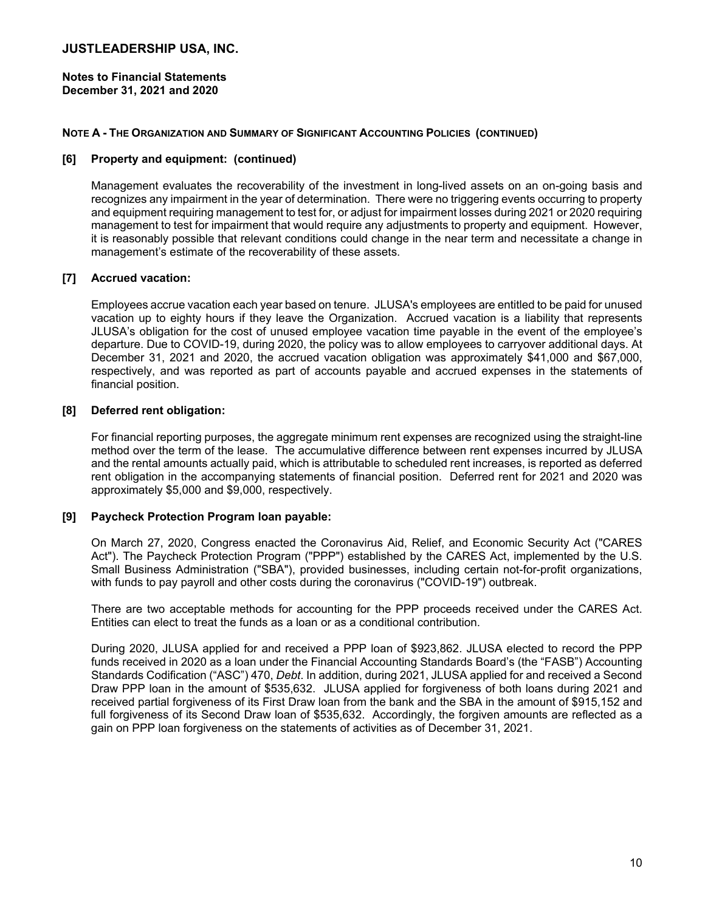# JUSTLEADERSHIP USA, INC.

**Notes to Financial Statements**
**December 31, 2021 and 2020**

**NOTE A - THE ORGANIZATION AND SUMMARY OF SIGNIFICANT ACCOUNTING POLICIES (CONTINUED)**

**[6] Property and equipment: (continued)**

Management evaluates the recoverability of the investment in long-lived assets on an on-going basis and recognizes any impairment in the year of determination. There were no triggering events occurring to property and equipment requiring management to test for, or adjust for impairment losses during 2021 or 2020 requiring management to test for impairment that would require any adjustments to property and equipment. However, it is reasonably possible that relevant conditions could change in the near term and necessitate a change in management's estimate of the recoverability of these assets.

**[7] Accrued vacation:**

Employees accrue vacation each year based on tenure. JLUSA's employees are entitled to be paid for unused vacation up to eighty hours if they leave the Organization. Accrued vacation is a liability that represents JLUSA's obligation for the cost of unused employee vacation time payable in the event of the employee's departure. Due to COVID-19, during 2020, the policy was to allow employees to carryover additional days. At December 31, 2021 and 2020, the accrued vacation obligation was approximately $41,000 and $67,000, respectively, and was reported as part of accounts payable and accrued expenses in the statements of financial position.

**[8] Deferred rent obligation:**

For financial reporting purposes, the aggregate minimum rent expenses are recognized using the straight-line method over the term of the lease. The accumulative difference between rent expenses incurred by JLUSA and the rental amounts actually paid, which is attributable to scheduled rent increases, is reported as deferred rent obligation in the accompanying statements of financial position. Deferred rent for 2021 and 2020 was approximately $5,000 and $9,000, respectively.

**[9] Paycheck Protection Program loan payable:**

On March 27, 2020, Congress enacted the Coronavirus Aid, Relief, and Economic Security Act ("CARES Act"). The Paycheck Protection Program ("PPP") established by the CARES Act, implemented by the U.S. Small Business Administration ("SBA"), provided businesses, including certain not-for-profit organizations, with funds to pay payroll and other costs during the coronavirus ("COVID-19") outbreak.

There are two acceptable methods for accounting for the PPP proceeds received under the CARES Act. Entities can elect to treat the funds as a loan or as a conditional contribution.

During 2020, JLUSA applied for and received a PPP loan of $923,862. JLUSA elected to record the PPP funds received in 2020 as a loan under the Financial Accounting Standards Board's (the "FASB") Accounting Standards Codification ("ASC") 470, *Debt*. In addition, during 2021, JLUSA applied for and received a Second Draw PPP loan in the amount of $535,632. JLUSA applied for forgiveness of both loans during 2021 and received partial forgiveness of its First Draw loan from the bank and the SBA in the amount of $915,152 and full forgiveness of its Second Draw loan of $535,632. Accordingly, the forgiven amounts are reflected as a gain on PPP loan forgiveness on the statements of activities as of December 31, 2021.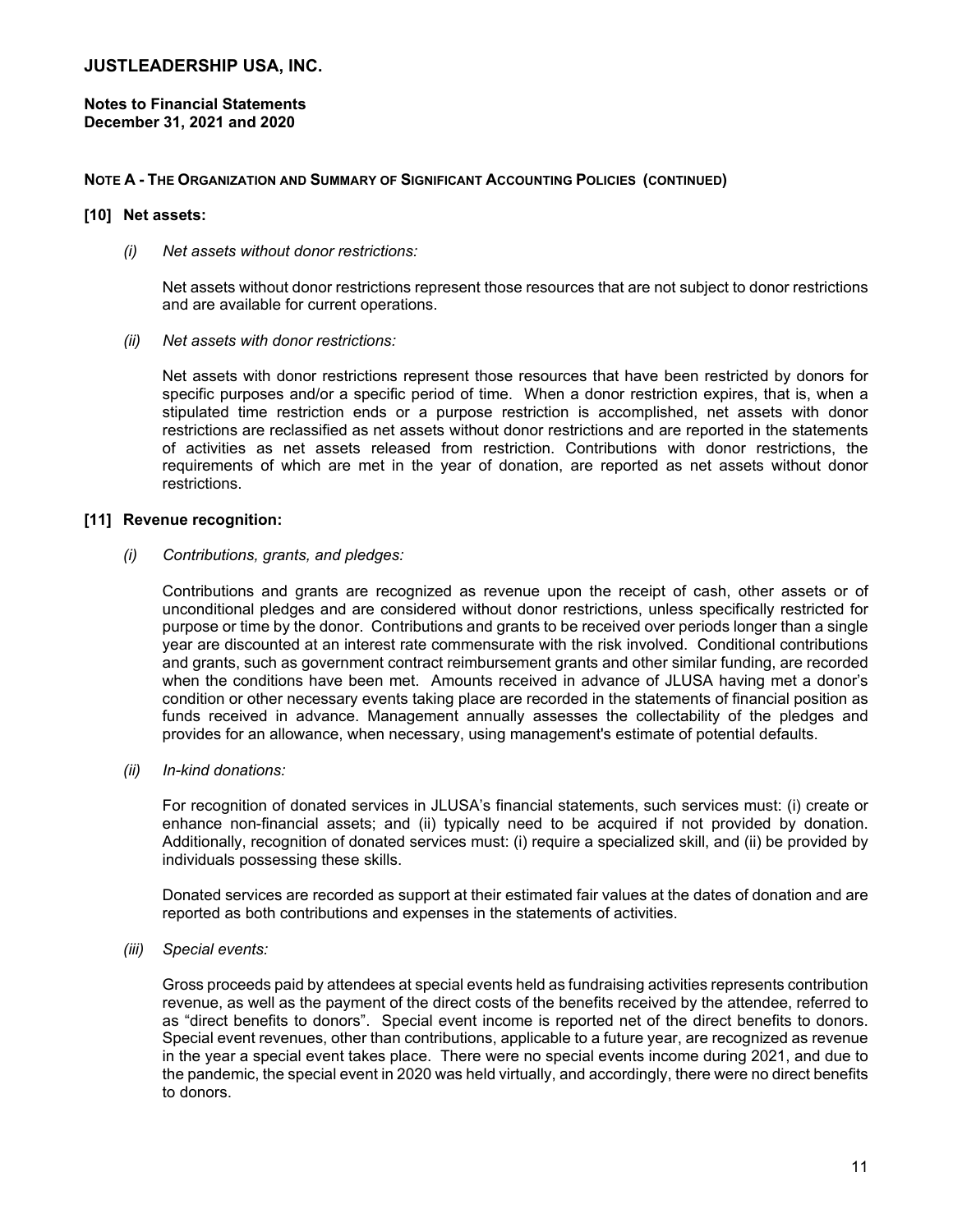# JUSTLEADERSHIP USA, INC.

**Notes to Financial Statements**
**December 31, 2021 and 2020**

**NOTE A - THE ORGANIZATION AND SUMMARY OF SIGNIFICANT ACCOUNTING POLICIES (CONTINUED)**

**[10] Net assets:**

*(i) Net assets without donor restrictions:*

Net assets without donor restrictions represent those resources that are not subject to donor restrictions and are available for current operations.

*(ii) Net assets with donor restrictions:*

Net assets with donor restrictions represent those resources that have been restricted by donors for specific purposes and/or a specific period of time. When a donor restriction expires, that is, when a stipulated time restriction ends or a purpose restriction is accomplished, net assets with donor restrictions are reclassified as net assets without donor restrictions and are reported in the statements of activities as net assets released from restriction. Contributions with donor restrictions, the requirements of which are met in the year of donation, are reported as net assets without donor restrictions.

**[11] Revenue recognition:**

*(i) Contributions, grants, and pledges:*

Contributions and grants are recognized as revenue upon the receipt of cash, other assets or of unconditional pledges and are considered without donor restrictions, unless specifically restricted for purpose or time by the donor. Contributions and grants to be received over periods longer than a single year are discounted at an interest rate commensurate with the risk involved. Conditional contributions and grants, such as government contract reimbursement grants and other similar funding, are recorded when the conditions have been met. Amounts received in advance of JLUSA having met a donor's condition or other necessary events taking place are recorded in the statements of financial position as funds received in advance. Management annually assesses the collectability of the pledges and provides for an allowance, when necessary, using management's estimate of potential defaults.

*(ii) In-kind donations:*

For recognition of donated services in JLUSA's financial statements, such services must: (i) create or enhance non-financial assets; and (ii) typically need to be acquired if not provided by donation. Additionally, recognition of donated services must: (i) require a specialized skill, and (ii) be provided by individuals possessing these skills.

Donated services are recorded as support at their estimated fair values at the dates of donation and are reported as both contributions and expenses in the statements of activities.

*(iii) Special events:*

Gross proceeds paid by attendees at special events held as fundraising activities represents contribution revenue, as well as the payment of the direct costs of the benefits received by the attendee, referred to as "direct benefits to donors". Special event income is reported net of the direct benefits to donors. Special event revenues, other than contributions, applicable to a future year, are recognized as revenue in the year a special event takes place. There were no special events income during 2021, and due to the pandemic, the special event in 2020 was held virtually, and accordingly, there were no direct benefits to donors.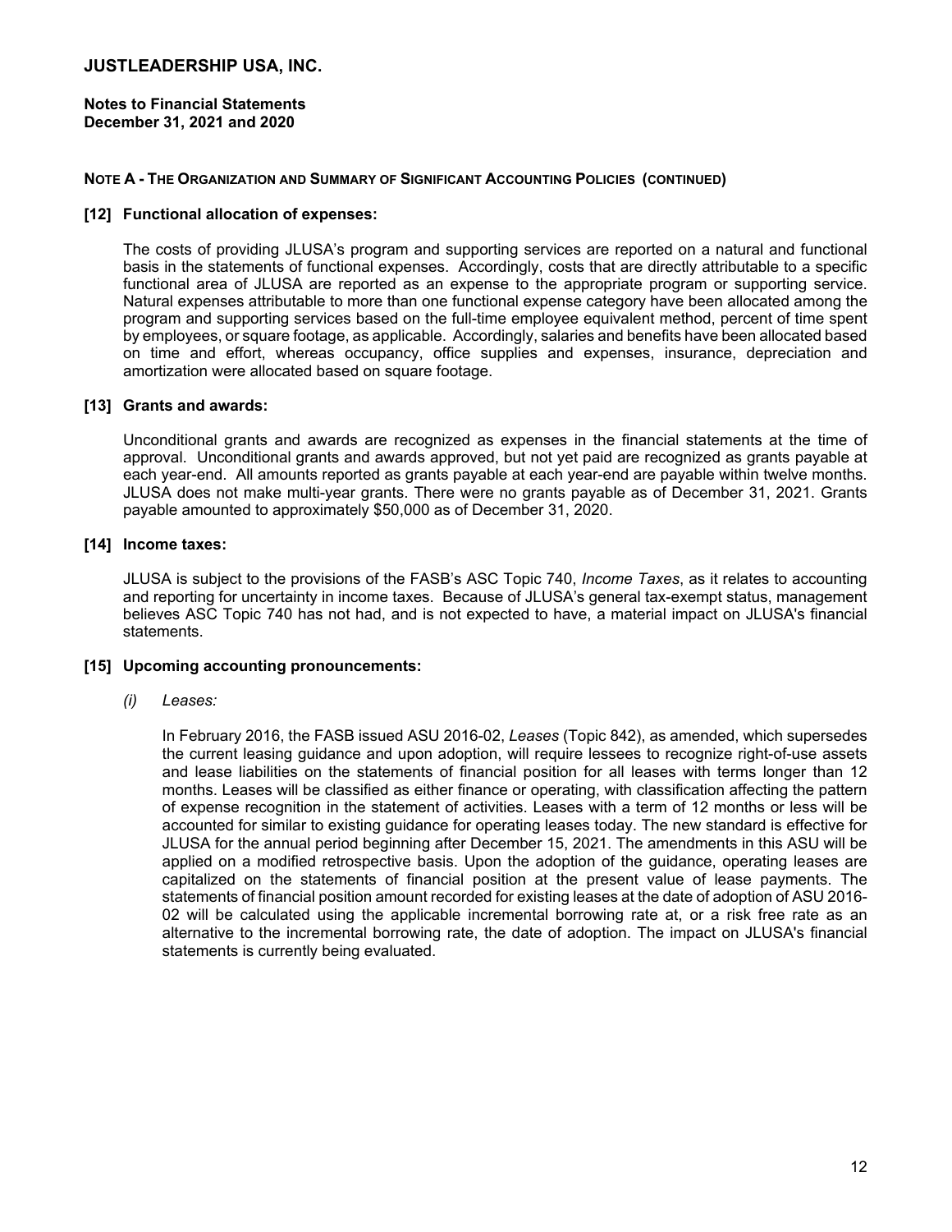# JUSTLEADERSHIP USA, INC.

**Notes to Financial Statements**
**December 31, 2021 and 2020**

**NOTE A - THE ORGANIZATION AND SUMMARY OF SIGNIFICANT ACCOUNTING POLICIES (CONTINUED)**

**[12] Functional allocation of expenses:**

The costs of providing JLUSA's program and supporting services are reported on a natural and functional basis in the statements of functional expenses. Accordingly, costs that are directly attributable to a specific functional area of JLUSA are reported as an expense to the appropriate program or supporting service. Natural expenses attributable to more than one functional expense category have been allocated among the program and supporting services based on the full-time employee equivalent method, percent of time spent by employees, or square footage, as applicable. Accordingly, salaries and benefits have been allocated based on time and effort, whereas occupancy, office supplies and expenses, insurance, depreciation and amortization were allocated based on square footage.

**[13] Grants and awards:**

Unconditional grants and awards are recognized as expenses in the financial statements at the time of approval. Unconditional grants and awards approved, but not yet paid are recognized as grants payable at each year-end. All amounts reported as grants payable at each year-end are payable within twelve months. JLUSA does not make multi-year grants. There were no grants payable as of December 31, 2021. Grants payable amounted to approximately $50,000 as of December 31, 2020.

**[14] Income taxes:**

JLUSA is subject to the provisions of the FASB's ASC Topic 740, *Income Taxes*, as it relates to accounting and reporting for uncertainty in income taxes. Because of JLUSA's general tax-exempt status, management believes ASC Topic 740 has not had, and is not expected to have, a material impact on JLUSA's financial statements.

**[15] Upcoming accounting pronouncements:**

*(i) Leases:*

In February 2016, the FASB issued ASU 2016-02, *Leases* (Topic 842), as amended, which supersedes the current leasing guidance and upon adoption, will require lessees to recognize right-of-use assets and lease liabilities on the statements of financial position for all leases with terms longer than 12 months. Leases will be classified as either finance or operating, with classification affecting the pattern of expense recognition in the statement of activities. Leases with a term of 12 months or less will be accounted for similar to existing guidance for operating leases today. The new standard is effective for JLUSA for the annual period beginning after December 15, 2021. The amendments in this ASU will be applied on a modified retrospective basis. Upon the adoption of the guidance, operating leases are capitalized on the statements of financial position at the present value of lease payments. The statements of financial position amount recorded for existing leases at the date of adoption of ASU 2016-02 will be calculated using the applicable incremental borrowing rate at, or a risk free rate as an alternative to the incremental borrowing rate, the date of adoption. The impact on JLUSA's financial statements is currently being evaluated.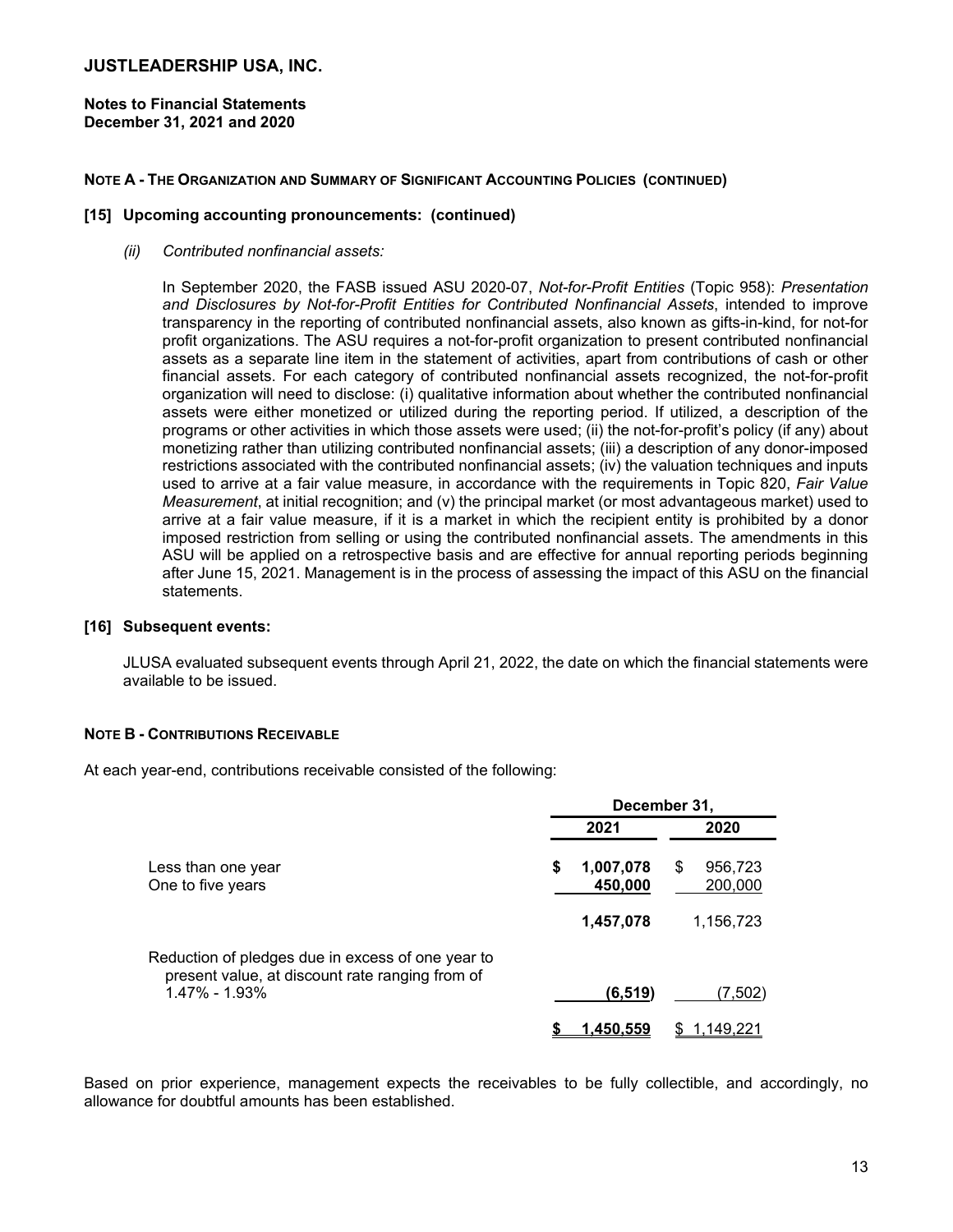## NOTE A - THE ORGANIZATION AND SUMMARY OF SIGNIFICANT ACCOUNTING POLICIES (CONTINUED)

### [15] Upcoming accounting pronouncements: (continued)

*(ii) Contributed nonfinancial assets:*

In September 2020, the FASB issued ASU 2020-07, *Not-for-Profit Entities* (Topic 958): *Presentation and Disclosures by Not-for-Profit Entities for Contributed Nonfinancial Assets*, intended to improve transparency in the reporting of contributed nonfinancial assets, also known as gifts-in-kind, for not-for profit organizations. The ASU requires a not-for-profit organization to present contributed nonfinancial assets as a separate line item in the statement of activities, apart from contributions of cash or other financial assets. For each category of contributed nonfinancial assets recognized, the not-for-profit organization will need to disclose: (i) qualitative information about whether the contributed nonfinancial assets were either monetized or utilized during the reporting period. If utilized, a description of the programs or other activities in which those assets were used; (ii) the not-for-profit's policy (if any) about monetizing rather than utilizing contributed nonfinancial assets; (iii) a description of any donor-imposed restrictions associated with the contributed nonfinancial assets; (iv) the valuation techniques and inputs used to arrive at a fair value measure, in accordance with the requirements in Topic 820, *Fair Value Measurement*, at initial recognition; and (v) the principal market (or most advantageous market) used to arrive at a fair value measure, if it is a market in which the recipient entity is prohibited by a donor imposed restriction from selling or using the contributed nonfinancial assets. The amendments in this ASU will be applied on a retrospective basis and are effective for annual reporting periods beginning after June 15, 2021. Management is in the process of assessing the impact of this ASU on the financial statements.

### [16] Subsequent events:

JLUSA evaluated subsequent events through April 21, 2022, the date on which the financial statements were available to be issued.

## NOTE B - CONTRIBUTIONS RECEIVABLE

At each year-end, contributions receivable consisted of the following:

| | December 31, | |
|---|---|---|
| | 2021 | 2020 |
| Less than one year | $ 1,007,078 | $ 956,723 |
| One to five years | 450,000 | 200,000 |
| | 1,457,078 | 1,156,723 |
| Reduction of pledges due in excess of one year to present value, at discount rate ranging from of 1.47% - 1.93% | (6,519) | (7,502) |
| | $ 1,450,559 | $ 1,149,221 |

Based on prior experience, management expects the receivables to be fully collectible, and accordingly, no allowance for doubtful amounts has been established.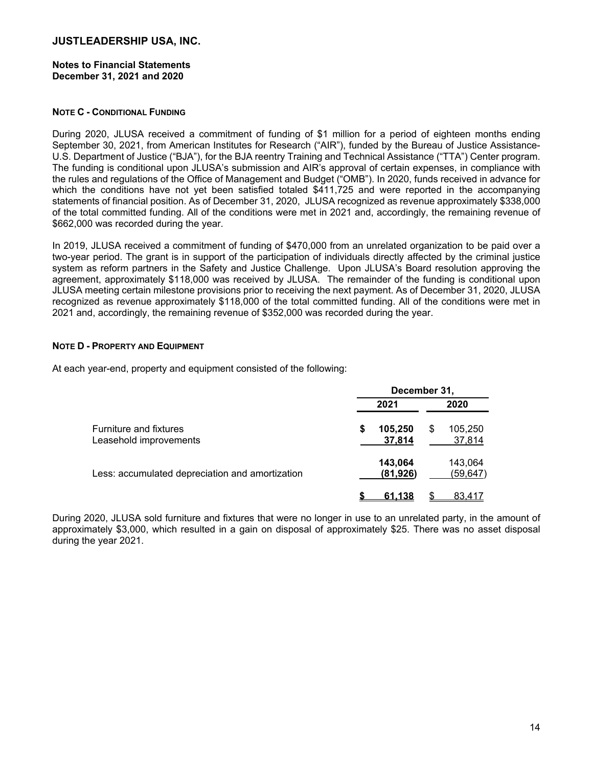**JUSTLEADERSHIP USA, INC.**

**Notes to Financial Statements**
**December 31, 2021 and 2020**

#### NOTE C - CONDITIONAL FUNDING

During 2020, JLUSA received a commitment of funding of $1 million for a period of eighteen months ending September 30, 2021, from American Institutes for Research ("AIR"), funded by the Bureau of Justice Assistance-U.S. Department of Justice ("BJA"), for the BJA reentry Training and Technical Assistance ("TTA") Center program. The funding is conditional upon JLUSA's submission and AIR's approval of certain expenses, in compliance with the rules and regulations of the Office of Management and Budget ("OMB"). In 2020, funds received in advance for which the conditions have not yet been satisfied totaled $411,725 and were reported in the accompanying statements of financial position. As of December 31, 2020, JLUSA recognized as revenue approximately $338,000 of the total committed funding. All of the conditions were met in 2021 and, accordingly, the remaining revenue of $662,000 was recorded during the year.

In 2019, JLUSA received a commitment of funding of $470,000 from an unrelated organization to be paid over a two-year period. The grant is in support of the participation of individuals directly affected by the criminal justice system as reform partners in the Safety and Justice Challenge. Upon JLUSA's Board resolution approving the agreement, approximately $118,000 was received by JLUSA. The remainder of the funding is conditional upon JLUSA meeting certain milestone provisions prior to receiving the next payment. As of December 31, 2020, JLUSA recognized as revenue approximately $118,000 of the total committed funding. All of the conditions were met in 2021 and, accordingly, the remaining revenue of $352,000 was recorded during the year.

#### NOTE D - PROPERTY AND EQUIPMENT

At each year-end, property and equipment consisted of the following:

| | December 31, | |
|---|---|---|
| | **2021** | **2020** |
| Furniture and fixtures | **$ 105,250** | $ 105,250 |
| Leasehold improvements | **37,814** | 37,814 |
| | **143,064** | 143,064 |
| Less: accumulated depreciation and amortization | **(81,926)** | (59,647) |
| | **$ 61,138** | $ 83,417 |

During 2020, JLUSA sold furniture and fixtures that were no longer in use to an unrelated party, in the amount of approximately $3,000, which resulted in a gain on disposal of approximately $25. There was no asset disposal during the year 2021.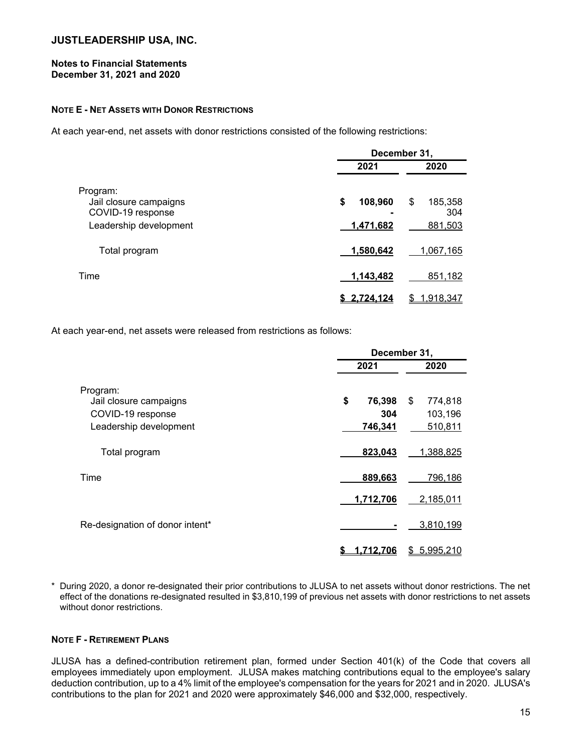## JUSTLEADERSHIP USA, INC.

**Notes to Financial Statements**
**December 31, 2021 and 2020**

### NOTE E - NET ASSETS WITH DONOR RESTRICTIONS

At each year-end, net assets with donor restrictions consisted of the following restrictions:

| | December 31, | |
|---|---|---|
| | **2021** | **2020** |
| Program: | | |
| Jail closure campaigns | **$ 108,960** | $ 185,358 |
| COVID-19 response | **-** | 304 |
| Leadership development | **1,471,682** | 881,503 |
| Total program | **1,580,642** | 1,067,165 |
| Time | **1,143,482** | 851,182 |
| | **$ 2,724,124** | $ 1,918,347 |

At each year-end, net assets were released from restrictions as follows:

| | December 31, | |
|---|---|---|
| | **2021** | **2020** |
| Program: | | |
| Jail closure campaigns | **$ 76,398** | $ 774,818 |
| COVID-19 response | **304** | 103,196 |
| Leadership development | **746,341** | 510,811 |
| Total program | **823,043** | 1,388,825 |
| Time | **889,663** | 796,186 |
| | **1,712,706** | 2,185,011 |
| Re-designation of donor intent* | **-** | 3,810,199 |
| | **$ 1,712,706** | $ 5,995,210 |

\* During 2020, a donor re-designated their prior contributions to JLUSA to net assets without donor restrictions. The net effect of the donations re-designated resulted in $3,810,199 of previous net assets with donor restrictions to net assets without donor restrictions.

### NOTE F - RETIREMENT PLANS

JLUSA has a defined-contribution retirement plan, formed under Section 401(k) of the Code that covers all employees immediately upon employment. JLUSA makes matching contributions equal to the employee's salary deduction contribution, up to a 4% limit of the employee's compensation for the years for 2021 and in 2020. JLUSA's contributions to the plan for 2021 and 2020 were approximately $46,000 and $32,000, respectively.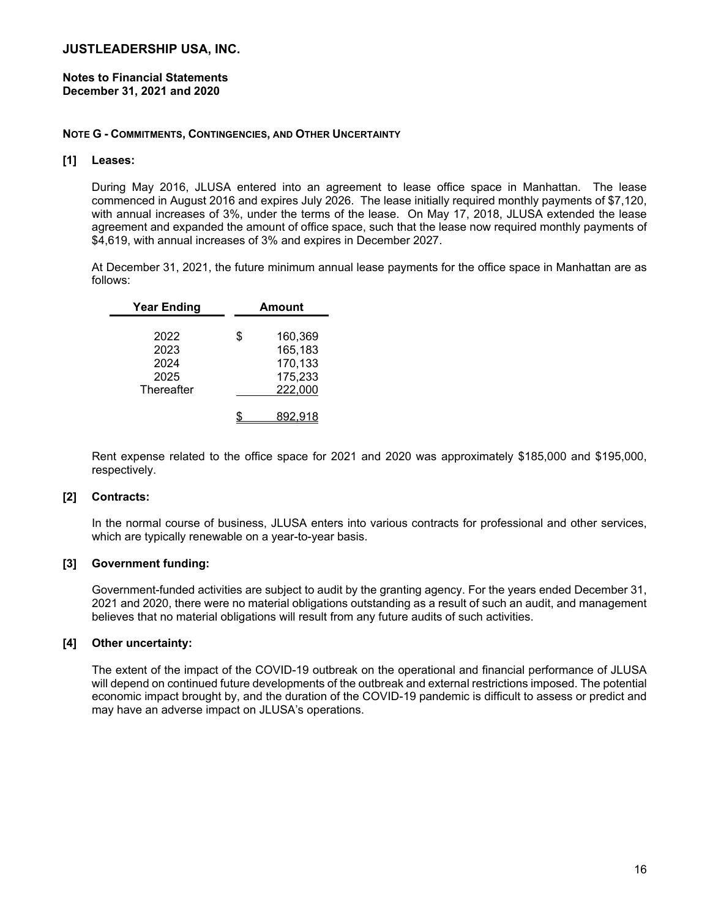# JUSTLEADERSHIP USA, INC.

**Notes to Financial Statements**
**December 31, 2021 and 2020**

## NOTE G - COMMITMENTS, CONTINGENCIES, AND OTHER UNCERTAINTY

### [1] Leases:

During May 2016, JLUSA entered into an agreement to lease office space in Manhattan. The lease commenced in August 2016 and expires July 2026. The lease initially required monthly payments of $7,120, with annual increases of 3%, under the terms of the lease. On May 17, 2018, JLUSA extended the lease agreement and expanded the amount of office space, such that the lease now required monthly payments of $4,619, with annual increases of 3% and expires in December 2027.

At December 31, 2021, the future minimum annual lease payments for the office space in Manhattan are as follows:

| Year Ending | Amount |
|---|---|
| 2022 | $ 160,369 |
| 2023 | 165,183 |
| 2024 | 170,133 |
| 2025 | 175,233 |
| Thereafter | 222,000 |
| | $ 892,918 |

Rent expense related to the office space for 2021 and 2020 was approximately $185,000 and $195,000, respectively.

### [2] Contracts:

In the normal course of business, JLUSA enters into various contracts for professional and other services, which are typically renewable on a year-to-year basis.

### [3] Government funding:

Government-funded activities are subject to audit by the granting agency. For the years ended December 31, 2021 and 2020, there were no material obligations outstanding as a result of such an audit, and management believes that no material obligations will result from any future audits of such activities.

### [4] Other uncertainty:

The extent of the impact of the COVID-19 outbreak on the operational and financial performance of JLUSA will depend on continued future developments of the outbreak and external restrictions imposed. The potential economic impact brought by, and the duration of the COVID-19 pandemic is difficult to assess or predict and may have an adverse impact on JLUSA's operations.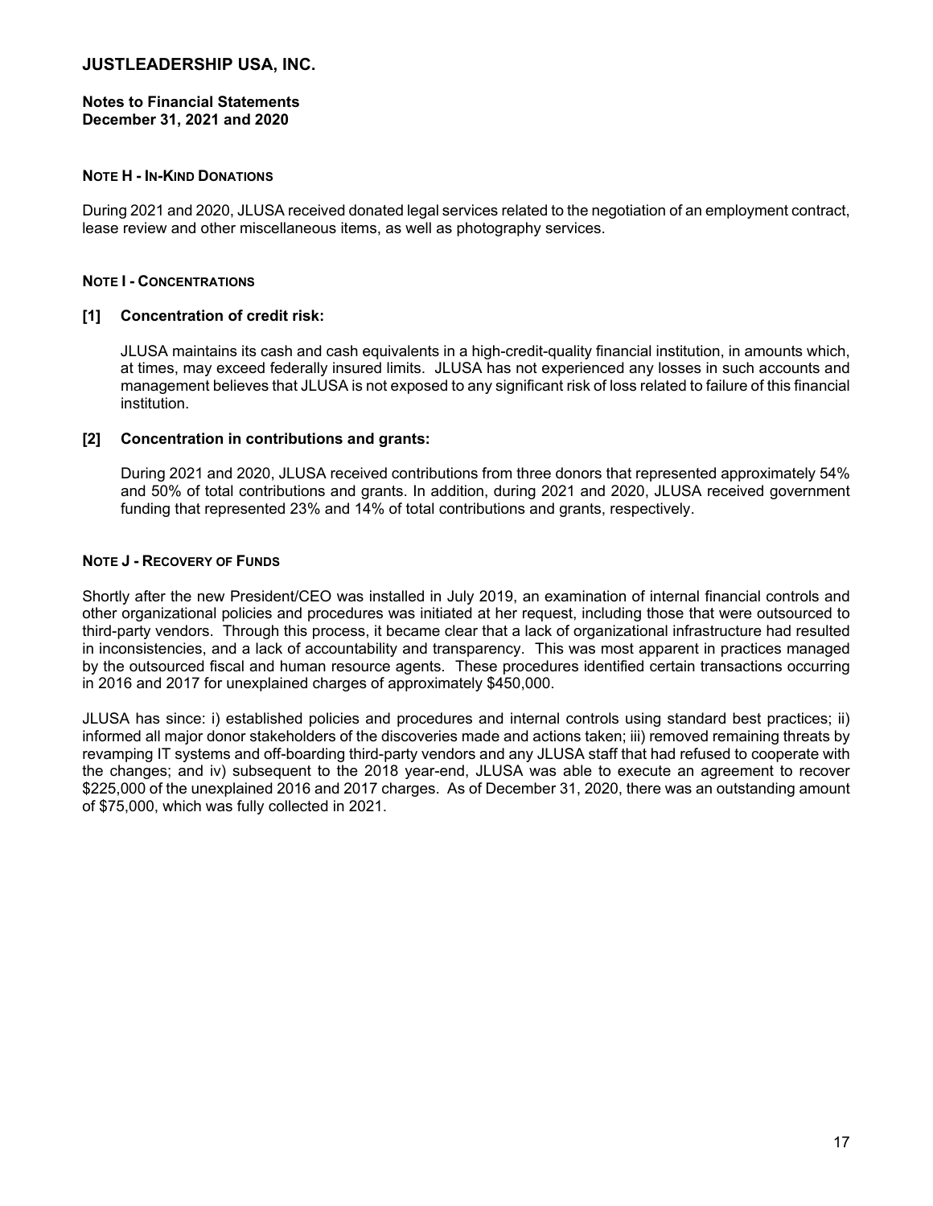# JUSTLEADERSHIP USA, INC.

**Notes to Financial Statements**
**December 31, 2021 and 2020**

**NOTE H - IN-KIND DONATIONS**

During 2021 and 2020, JLUSA received donated legal services related to the negotiation of an employment contract, lease review and other miscellaneous items, as well as photography services.

**NOTE I - CONCENTRATIONS**

**[1] Concentration of credit risk:**

JLUSA maintains its cash and cash equivalents in a high-credit-quality financial institution, in amounts which, at times, may exceed federally insured limits. JLUSA has not experienced any losses in such accounts and management believes that JLUSA is not exposed to any significant risk of loss related to failure of this financial institution.

**[2] Concentration in contributions and grants:**

During 2021 and 2020, JLUSA received contributions from three donors that represented approximately 54% and 50% of total contributions and grants. In addition, during 2021 and 2020, JLUSA received government funding that represented 23% and 14% of total contributions and grants, respectively.

**NOTE J - RECOVERY OF FUNDS**

Shortly after the new President/CEO was installed in July 2019, an examination of internal financial controls and other organizational policies and procedures was initiated at her request, including those that were outsourced to third-party vendors. Through this process, it became clear that a lack of organizational infrastructure had resulted in inconsistencies, and a lack of accountability and transparency. This was most apparent in practices managed by the outsourced fiscal and human resource agents. These procedures identified certain transactions occurring in 2016 and 2017 for unexplained charges of approximately $450,000.

JLUSA has since: i) established policies and procedures and internal controls using standard best practices; ii) informed all major donor stakeholders of the discoveries made and actions taken; iii) removed remaining threats by revamping IT systems and off-boarding third-party vendors and any JLUSA staff that had refused to cooperate with the changes; and iv) subsequent to the 2018 year-end, JLUSA was able to execute an agreement to recover $225,000 of the unexplained 2016 and 2017 charges. As of December 31, 2020, there was an outstanding amount of $75,000, which was fully collected in 2021.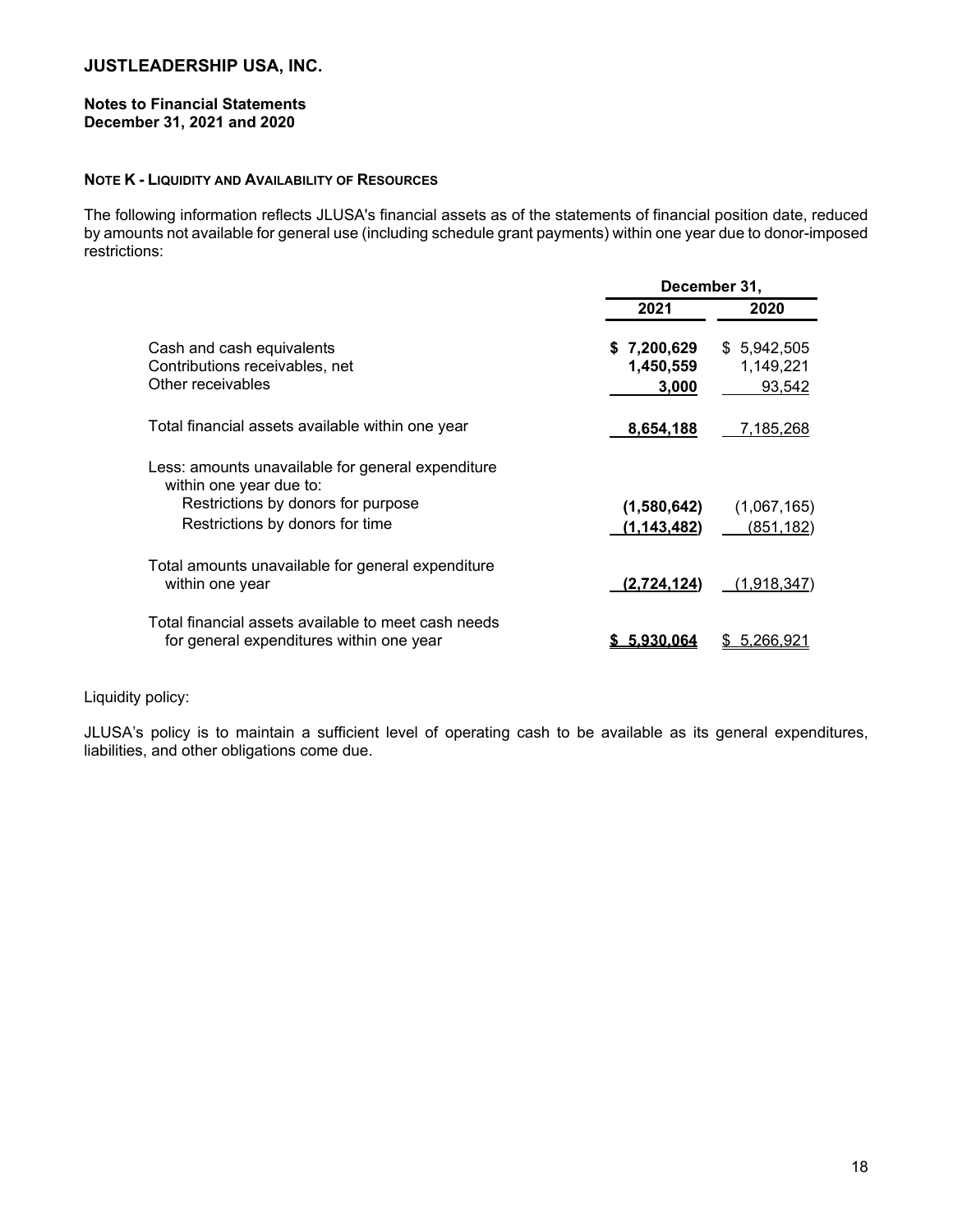# JUSTLEADERSHIP USA, INC.

**Notes to Financial Statements**
**December 31, 2021 and 2020**

**NOTE K - LIQUIDITY AND AVAILABILITY OF RESOURCES**

The following information reflects JLUSA's financial assets as of the statements of financial position date, reduced by amounts not available for general use (including schedule grant payments) within one year due to donor-imposed restrictions:

| | December 31, | |
|---|---|---|
| | **2021** | **2020** |
| Cash and cash equivalents | **$ 7,200,629** | $ 5,942,505 |
| Contributions receivables, net | **1,450,559** | 1,149,221 |
| Other receivables | **3,000** | 93,542 |
| Total financial assets available within one year | **8,654,188** | 7,185,268 |
| Less: amounts unavailable for general expenditure within one year due to: | | |
| Restrictions by donors for purpose | **(1,580,642)** | (1,067,165) |
| Restrictions by donors for time | **(1,143,482)** | (851,182) |
| Total amounts unavailable for general expenditure within one year | **(2,724,124)** | (1,918,347) |
| Total financial assets available to meet cash needs for general expenditures within one year | **$ 5,930,064** | $ 5,266,921 |

Liquidity policy:

JLUSA's policy is to maintain a sufficient level of operating cash to be available as its general expenditures, liabilities, and other obligations come due.